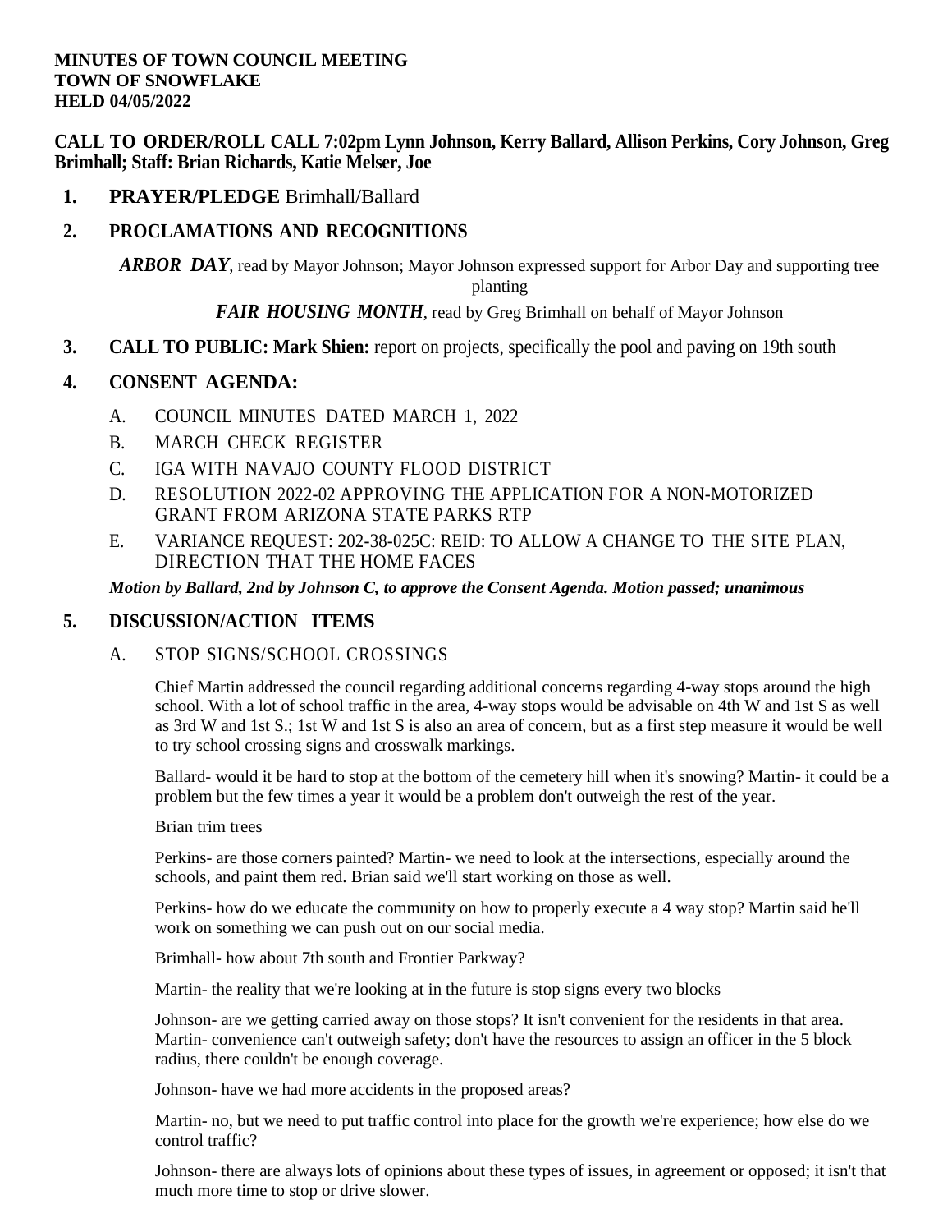**MINUTES OF TOWN COUNCIL MEETING**
**TOWN OF SNOWFLAKE**
**HELD 04/05/2022**

**CALL TO ORDER/ROLL CALL 7:02pm Lynn Johnson, Kerry Ballard, Allison Perkins, Cory Johnson, Greg Brimhall; Staff: Brian Richards, Katie Melser, Joe**

1. **PRAYER/PLEDGE** Brimhall/Ballard

2. **PROCLAMATIONS AND RECOGNITIONS**

   ***ARBOR DAY***, read by Mayor Johnson; Mayor Johnson expressed support for Arbor Day and supporting tree planting

   ***FAIR HOUSING MONTH***, read by Greg Brimhall on behalf of Mayor Johnson

3. **CALL TO PUBLIC: Mark Shien:** report on projects, specifically the pool and paving on 19th south

4. **CONSENT AGENDA:**

   A. COUNCIL MINUTES DATED MARCH 1, 2022

   B. MARCH CHECK REGISTER

   C. IGA WITH NAVAJO COUNTY FLOOD DISTRICT

   D. RESOLUTION 2022-02 APPROVING THE APPLICATION FOR A NON-MOTORIZED GRANT FROM ARIZONA STATE PARKS RTP

   E. VARIANCE REQUEST: 202-38-025C: REID: TO ALLOW A CHANGE TO THE SITE PLAN, DIRECTION THAT THE HOME FACES

   ***Motion by Ballard, 2nd by Johnson C, to approve the Consent Agenda. Motion passed; unanimous***

5. **DISCUSSION/ACTION ITEMS**

   A. STOP SIGNS/SCHOOL CROSSINGS

   Chief Martin addressed the council regarding additional concerns regarding 4-way stops around the high school. With a lot of school traffic in the area, 4-way stops would be advisable on 4th W and 1st S as well as 3rd W and 1st S.; 1st W and 1st S is also an area of concern, but as a first step measure it would be well to try school crossing signs and crosswalk markings.

   Ballard- would it be hard to stop at the bottom of the cemetery hill when it's snowing? Martin- it could be a problem but the few times a year it would be a problem don't outweigh the rest of the year.

   Brian trim trees

   Perkins- are those corners painted? Martin- we need to look at the intersections, especially around the schools, and paint them red. Brian said we'll start working on those as well.

   Perkins- how do we educate the community on how to properly execute a 4 way stop? Martin said he'll work on something we can push out on our social media.

   Brimhall- how about 7th south and Frontier Parkway?

   Martin- the reality that we're looking at in the future is stop signs every two blocks

   Johnson- are we getting carried away on those stops? It isn't convenient for the residents in that area. Martin- convenience can't outweigh safety; don't have the resources to assign an officer in the 5 block radius, there couldn't be enough coverage.

   Johnson- have we had more accidents in the proposed areas?

   Martin- no, but we need to put traffic control into place for the growth we're experience; how else do we control traffic?

   Johnson- there are always lots of opinions about these types of issues, in agreement or opposed; it isn't that much more time to stop or drive slower.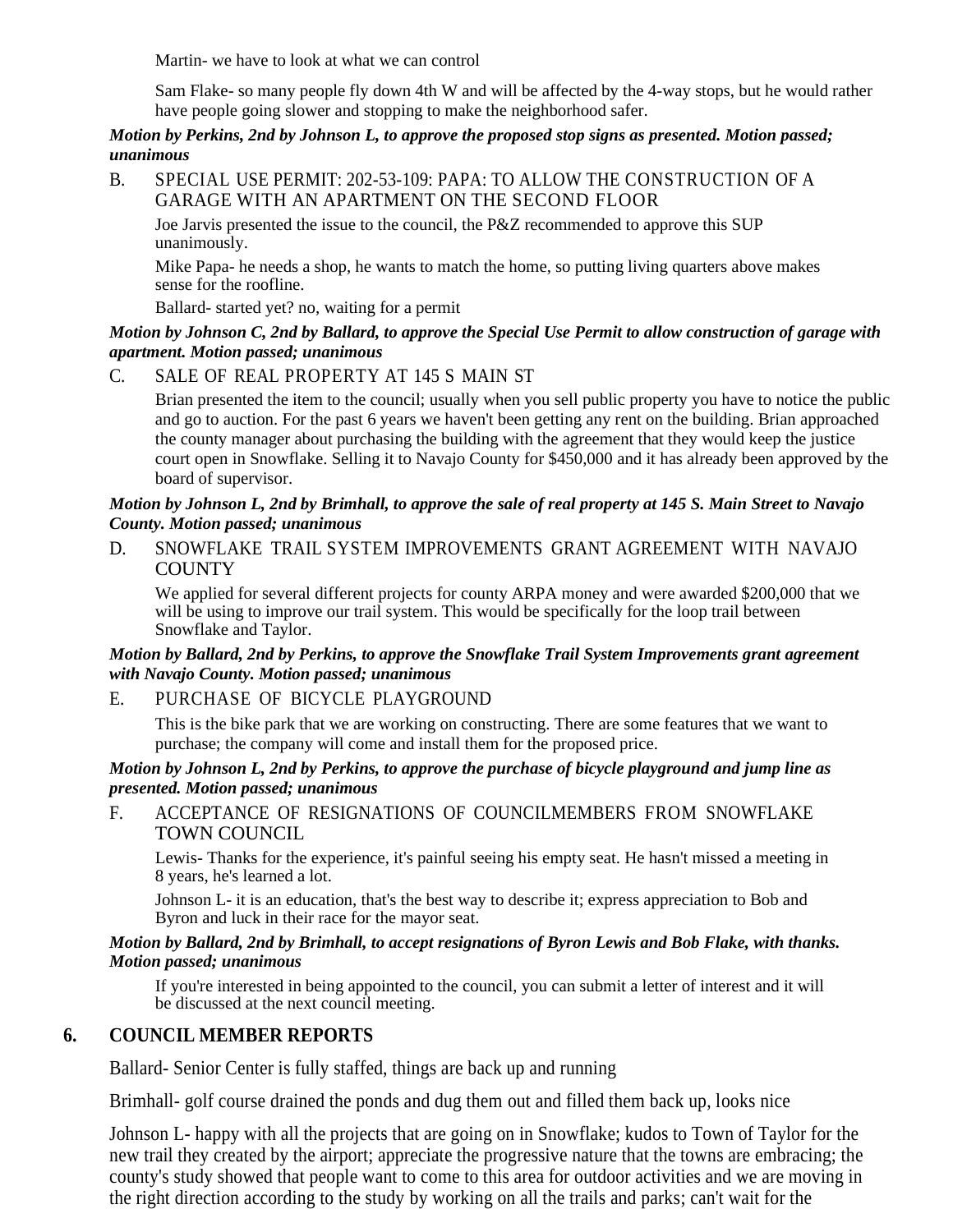Martin- we have to look at what we can control

Sam Flake- so many people fly down 4th W and will be affected by the 4-way stops, but he would rather have people going slower and stopping to make the neighborhood safer.

***Motion by Perkins, 2nd by Johnson L, to approve the proposed stop signs as presented. Motion passed; unanimous***

B. SPECIAL USE PERMIT: 202-53-109: PAPA: TO ALLOW THE CONSTRUCTION OF A GARAGE WITH AN APARTMENT ON THE SECOND FLOOR

Joe Jarvis presented the issue to the council, the P&Z recommended to approve this SUP unanimously.

Mike Papa- he needs a shop, he wants to match the home, so putting living quarters above makes sense for the roofline.

Ballard- started yet? no, waiting for a permit

***Motion by Johnson C, 2nd by Ballard, to approve the Special Use Permit to allow construction of garage with apartment. Motion passed; unanimous***

C. SALE OF REAL PROPERTY AT 145 S MAIN ST

Brian presented the item to the council; usually when you sell public property you have to notice the public and go to auction. For the past 6 years we haven't been getting any rent on the building. Brian approached the county manager about purchasing the building with the agreement that they would keep the justice court open in Snowflake. Selling it to Navajo County for $450,000 and it has already been approved by the board of supervisor.

***Motion by Johnson L, 2nd by Brimhall, to approve the sale of real property at 145 S. Main Street to Navajo County. Motion passed; unanimous***

D. SNOWFLAKE TRAIL SYSTEM IMPROVEMENTS GRANT AGREEMENT WITH NAVAJO COUNTY

We applied for several different projects for county ARPA money and were awarded $200,000 that we will be using to improve our trail system. This would be specifically for the loop trail between Snowflake and Taylor.

***Motion by Ballard, 2nd by Perkins, to approve the Snowflake Trail System Improvements grant agreement with Navajo County. Motion passed; unanimous***

E. PURCHASE OF BICYCLE PLAYGROUND

This is the bike park that we are working on constructing. There are some features that we want to purchase; the company will come and install them for the proposed price.

***Motion by Johnson L, 2nd by Perkins, to approve the purchase of bicycle playground and jump line as presented. Motion passed; unanimous***

F. ACCEPTANCE OF RESIGNATIONS OF COUNCILMEMBERS FROM SNOWFLAKE TOWN COUNCIL

Lewis- Thanks for the experience, it's painful seeing his empty seat. He hasn't missed a meeting in 8 years, he's learned a lot.

Johnson L- it is an education, that's the best way to describe it; express appreciation to Bob and Byron and luck in their race for the mayor seat.

***Motion by Ballard, 2nd by Brimhall, to accept resignations of Byron Lewis and Bob Flake, with thanks. Motion passed; unanimous***

If you're interested in being appointed to the council, you can submit a letter of interest and it will be discussed at the next council meeting.

## 6. COUNCIL MEMBER REPORTS

Ballard- Senior Center is fully staffed, things are back up and running

Brimhall- golf course drained the ponds and dug them out and filled them back up, looks nice

Johnson L- happy with all the projects that are going on in Snowflake; kudos to Town of Taylor for the new trail they created by the airport; appreciate the progressive nature that the towns are embracing; the county's study showed that people want to come to this area for outdoor activities and we are moving in the right direction according to the study by working on all the trails and parks; can't wait for the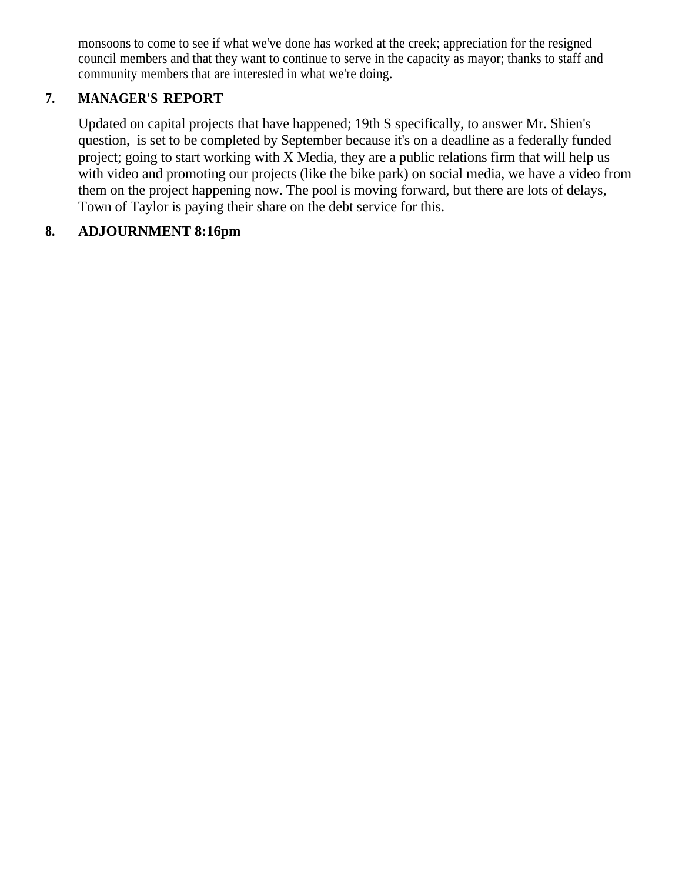monsoons to come to see if what we've done has worked at the creek; appreciation for the resigned council members and that they want to continue to serve in the capacity as mayor; thanks to staff and community members that are interested in what we're doing.

## 7. MANAGER'S REPORT

Updated on capital projects that have happened; 19th S specifically, to answer Mr. Shien's question, is set to be completed by September because it's on a deadline as a federally funded project; going to start working with X Media, they are a public relations firm that will help us with video and promoting our projects (like the bike park) on social media, we have a video from them on the project happening now. The pool is moving forward, but there are lots of delays, Town of Taylor is paying their share on the debt service for this.

## 8. ADJOURNMENT 8:16pm